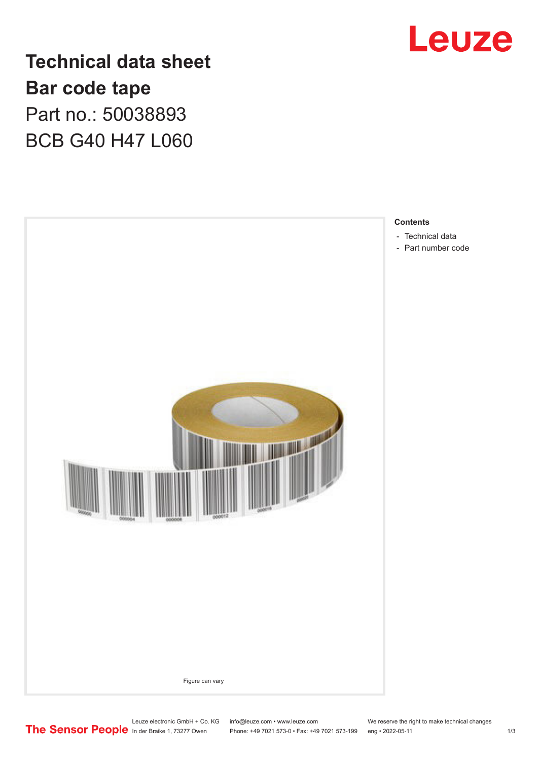# Technical data sheet
# Bar code tape

Part no.: 50038893

BCB G40 H47 L060

Figure can vary

**Contents**

- Technical data
- Part number code

Leuze electronic GmbH + Co. KG
In der Braike 1, 73277 Owen

info@leuze.com • www.leuze.com
Phone: +49 7021 573-0 • Fax: +49 7021 573-199

We reserve the right to make technical changes
eng • 2022-05-11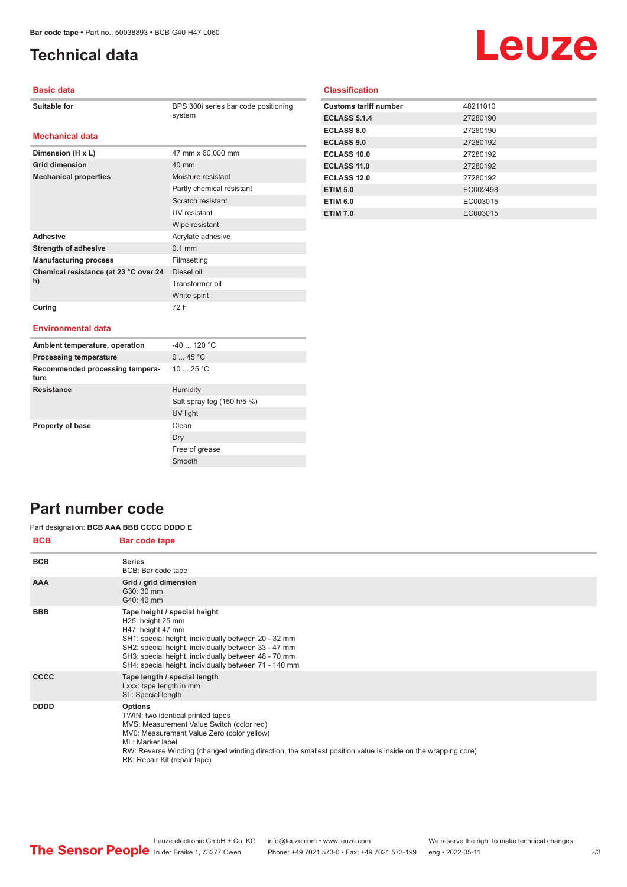# Technical data

## Basic data

| | |
|---|---|
| Suitable for | BPS 300i series bar code positioning system |

## Mechanical data

| | |
|---|---|
| Dimension (H x L) | 47 mm x 60,000 mm |
| Grid dimension | 40 mm |
| Mechanical properties | Moisture resistant |
| | Partly chemical resistant |
| | Scratch resistant |
| | UV resistant |
| | Wipe resistant |
| Adhesive | Acrylate adhesive |
| Strength of adhesive | 0.1 mm |
| Manufacturing process | Filmsetting |
| Chemical resistance (at 23 °C over 24 h) | Diesel oil |
| | Transformer oil |
| | White spirit |
| Curing | 72 h |

## Environmental data

| | |
|---|---|
| Ambient temperature, operation | -40 ... 120 °C |
| Processing temperature | 0 ... 45 °C |
| Recommended processing temperature | 10 ... 25 °C |
| Resistance | Humidity |
| | Salt spray fog (150 h/5 %) |
| | UV light |
| Property of base | Clean |
| | Dry |
| | Free of grease |
| | Smooth |

## Classification

| | |
|---|---|
| Customs tariff number | 48211010 |
| ECLASS 5.1.4 | 27280190 |
| ECLASS 8.0 | 27280190 |
| ECLASS 9.0 | 27280192 |
| ECLASS 10.0 | 27280192 |
| ECLASS 11.0 | 27280192 |
| ECLASS 12.0 | 27280192 |
| ETIM 5.0 | EC002498 |
| ETIM 6.0 | EC003015 |
| ETIM 7.0 | EC003015 |

# Part number code

Part designation: **BCB AAA BBB CCCC DDDD E**

| BCB | Bar code tape |
|---|---|
| BCB | **Series**<br>BCB: Bar code tape |
| AAA | **Grid / grid dimension**<br>G30: 30 mm<br>G40: 40 mm |
| BBB | **Tape height / special height**<br>H25: height 25 mm<br>H47: height 47 mm<br>SH1: special height, individually between 20 - 32 mm<br>SH2: special height, individually between 33 - 47 mm<br>SH3: special height, individually between 48 - 70 mm<br>SH4: special height, individually between 71 - 140 mm |
| CCCC | **Tape length / special length**<br>Lxxx: tape length in mm<br>SL: Special length |
| DDDD | **Options**<br>TWIN: two identical printed tapes<br>MVS: Measurement Value Switch (color red)<br>MV0: Measurement Value Zero (color yellow)<br>ML: Marker label<br>RW: Reverse Winding (changed winding direction, the smallest position value is inside on the wrapping core)<br>RK: Repair Kit (repair tape) |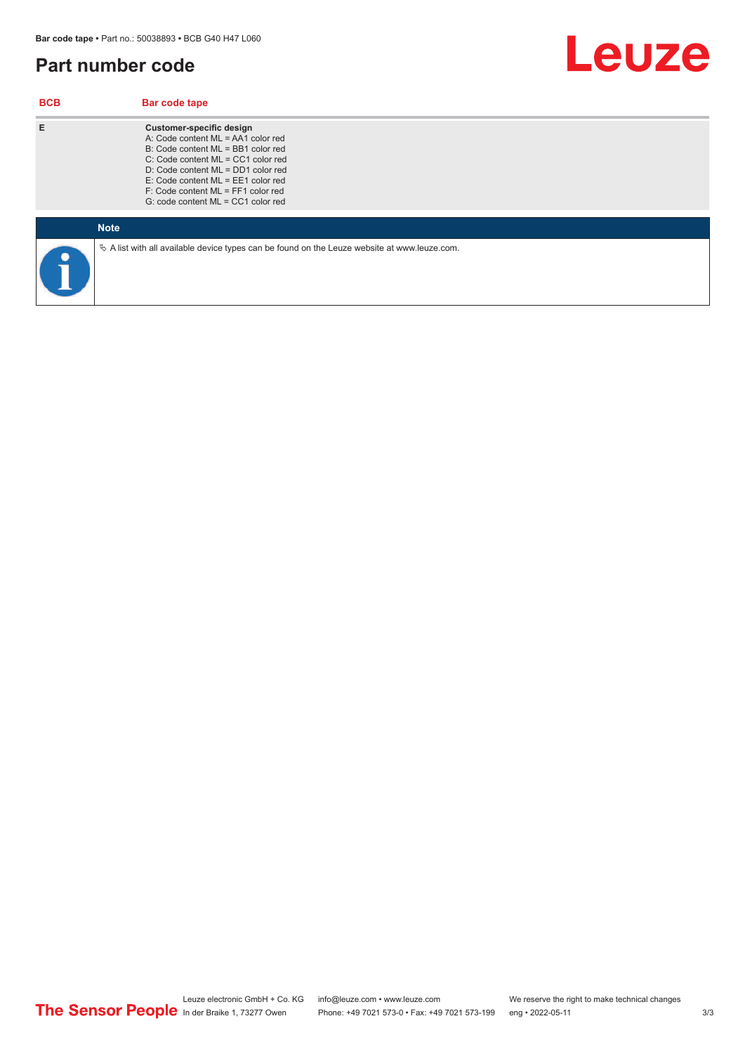# Part number code

| BCB | Bar code tape |
|---|---|
| E | **Customer-specific design**<br>A: Code content ML = AA1 color red<br>B: Code content ML = BB1 color red<br>C: Code content ML = CC1 color red<br>D: Code content ML = DD1 color red<br>E: Code content ML = EE1 color red<br>F: Code content ML = FF1 color red<br>G: code content ML = CC1 color red |

**Note**

↳ A list with all available device types can be found on the Leuze website at www.leuze.com.